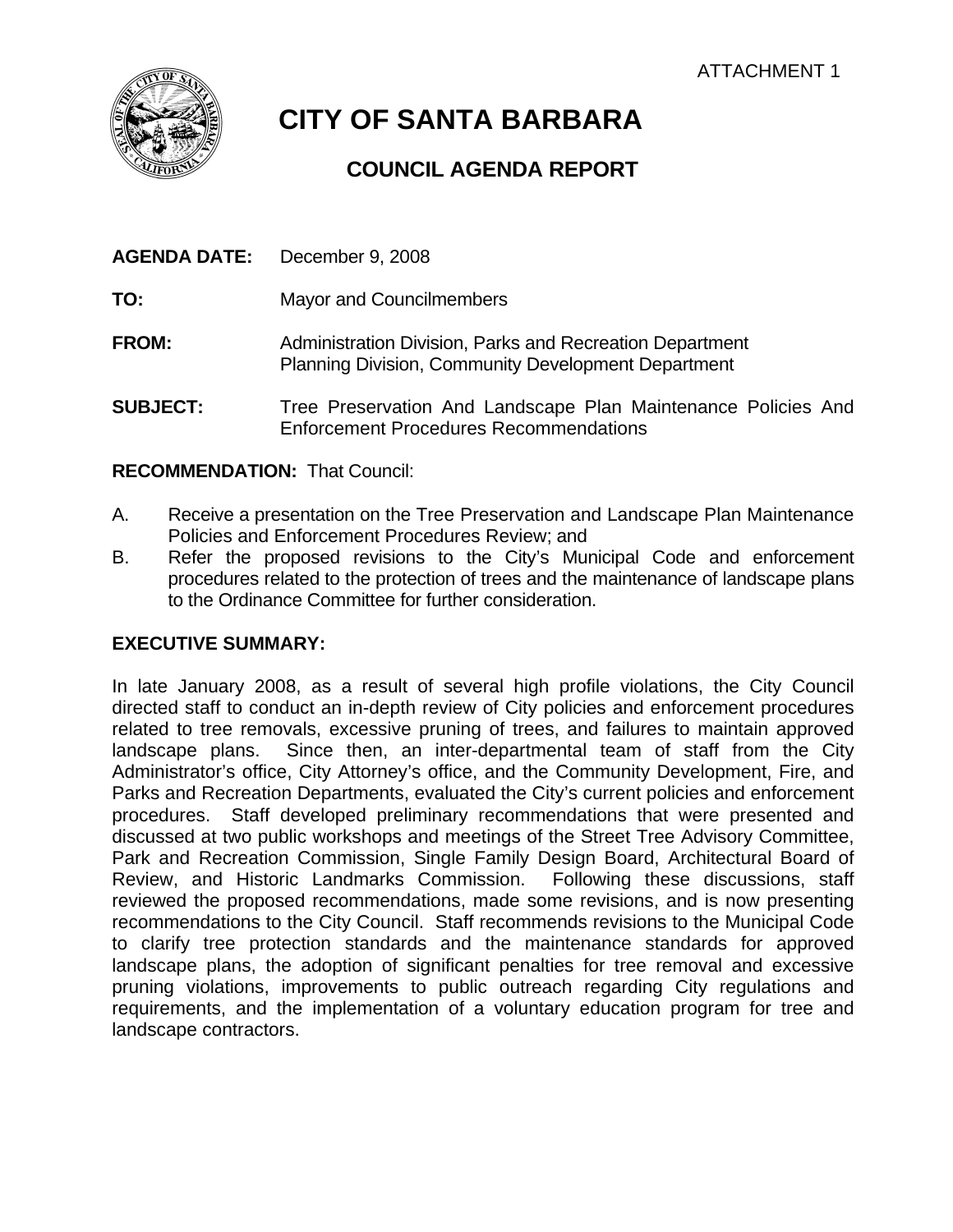ATTACHMENT 1

# CITY OF SANTA BARBARA

## COUNCIL AGENDA REPORT

**AGENDA DATE:** December 9, 2008

**TO:** Mayor and Councilmembers

**FROM:** Administration Division, Parks and Recreation Department
Planning Division, Community Development Department

**SUBJECT:** Tree Preservation And Landscape Plan Maintenance Policies And Enforcement Procedures Recommendations

**RECOMMENDATION:** That Council:

A. Receive a presentation on the Tree Preservation and Landscape Plan Maintenance Policies and Enforcement Procedures Review; and

B. Refer the proposed revisions to the City's Municipal Code and enforcement procedures related to the protection of trees and the maintenance of landscape plans to the Ordinance Committee for further consideration.

**EXECUTIVE SUMMARY:**

In late January 2008, as a result of several high profile violations, the City Council directed staff to conduct an in-depth review of City policies and enforcement procedures related to tree removals, excessive pruning of trees, and failures to maintain approved landscape plans. Since then, an inter-departmental team of staff from the City Administrator's office, City Attorney's office, and the Community Development, Fire, and Parks and Recreation Departments, evaluated the City's current policies and enforcement procedures. Staff developed preliminary recommendations that were presented and discussed at two public workshops and meetings of the Street Tree Advisory Committee, Park and Recreation Commission, Single Family Design Board, Architectural Board of Review, and Historic Landmarks Commission. Following these discussions, staff reviewed the proposed recommendations, made some revisions, and is now presenting recommendations to the City Council. Staff recommends revisions to the Municipal Code to clarify tree protection standards and the maintenance standards for approved landscape plans, the adoption of significant penalties for tree removal and excessive pruning violations, improvements to public outreach regarding City regulations and requirements, and the implementation of a voluntary education program for tree and landscape contractors.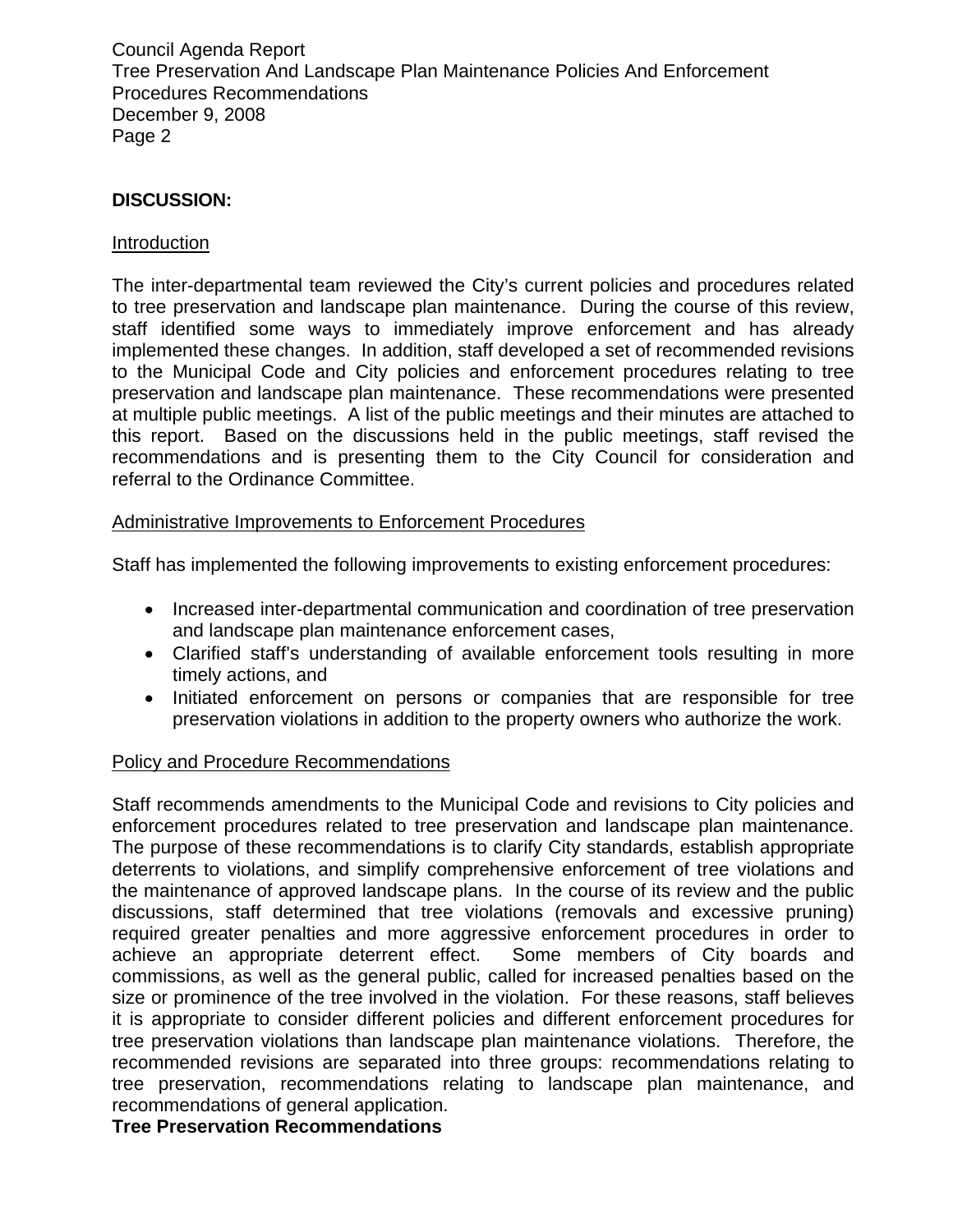**DISCUSSION:**

Introduction

The inter-departmental team reviewed the City's current policies and procedures related to tree preservation and landscape plan maintenance. During the course of this review, staff identified some ways to immediately improve enforcement and has already implemented these changes. In addition, staff developed a set of recommended revisions to the Municipal Code and City policies and enforcement procedures relating to tree preservation and landscape plan maintenance. These recommendations were presented at multiple public meetings. A list of the public meetings and their minutes are attached to this report. Based on the discussions held in the public meetings, staff revised the recommendations and is presenting them to the City Council for consideration and referral to the Ordinance Committee.

Administrative Improvements to Enforcement Procedures

Staff has implemented the following improvements to existing enforcement procedures:

- Increased inter-departmental communication and coordination of tree preservation and landscape plan maintenance enforcement cases,
- Clarified staff's understanding of available enforcement tools resulting in more timely actions, and
- Initiated enforcement on persons or companies that are responsible for tree preservation violations in addition to the property owners who authorize the work.

Policy and Procedure Recommendations

Staff recommends amendments to the Municipal Code and revisions to City policies and enforcement procedures related to tree preservation and landscape plan maintenance. The purpose of these recommendations is to clarify City standards, establish appropriate deterrents to violations, and simplify comprehensive enforcement of tree violations and the maintenance of approved landscape plans. In the course of its review and the public discussions, staff determined that tree violations (removals and excessive pruning) required greater penalties and more aggressive enforcement procedures in order to achieve an appropriate deterrent effect. Some members of City boards and commissions, as well as the general public, called for increased penalties based on the size or prominence of the tree involved in the violation. For these reasons, staff believes it is appropriate to consider different policies and different enforcement procedures for tree preservation violations than landscape plan maintenance violations. Therefore, the recommended revisions are separated into three groups: recommendations relating to tree preservation, recommendations relating to landscape plan maintenance, and recommendations of general application.

**Tree Preservation Recommendations**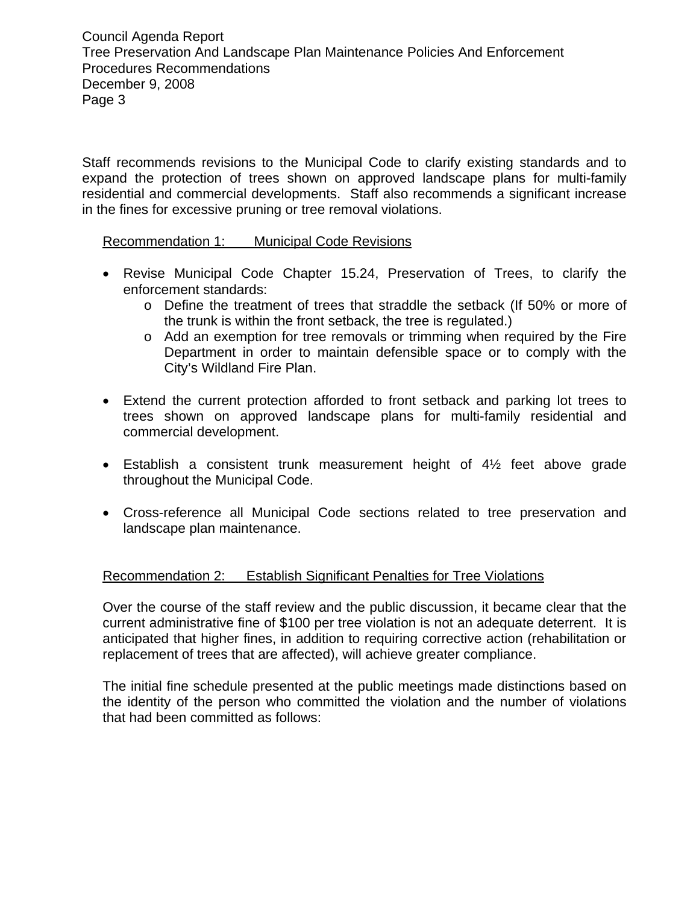Staff recommends revisions to the Municipal Code to clarify existing standards and to expand the protection of trees shown on approved landscape plans for multi-family residential and commercial developments. Staff also recommends a significant increase in the fines for excessive pruning or tree removal violations.

Recommendation 1: Municipal Code Revisions

- Revise Municipal Code Chapter 15.24, Preservation of Trees, to clarify the enforcement standards:
  - Define the treatment of trees that straddle the setback (If 50% or more of the trunk is within the front setback, the tree is regulated.)
  - Add an exemption for tree removals or trimming when required by the Fire Department in order to maintain defensible space or to comply with the City's Wildland Fire Plan.

- Extend the current protection afforded to front setback and parking lot trees to trees shown on approved landscape plans for multi-family residential and commercial development.

- Establish a consistent trunk measurement height of 4½ feet above grade throughout the Municipal Code.

- Cross-reference all Municipal Code sections related to tree preservation and landscape plan maintenance.

Recommendation 2: Establish Significant Penalties for Tree Violations

Over the course of the staff review and the public discussion, it became clear that the current administrative fine of $100 per tree violation is not an adequate deterrent. It is anticipated that higher fines, in addition to requiring corrective action (rehabilitation or replacement of trees that are affected), will achieve greater compliance.

The initial fine schedule presented at the public meetings made distinctions based on the identity of the person who committed the violation and the number of violations that had been committed as follows: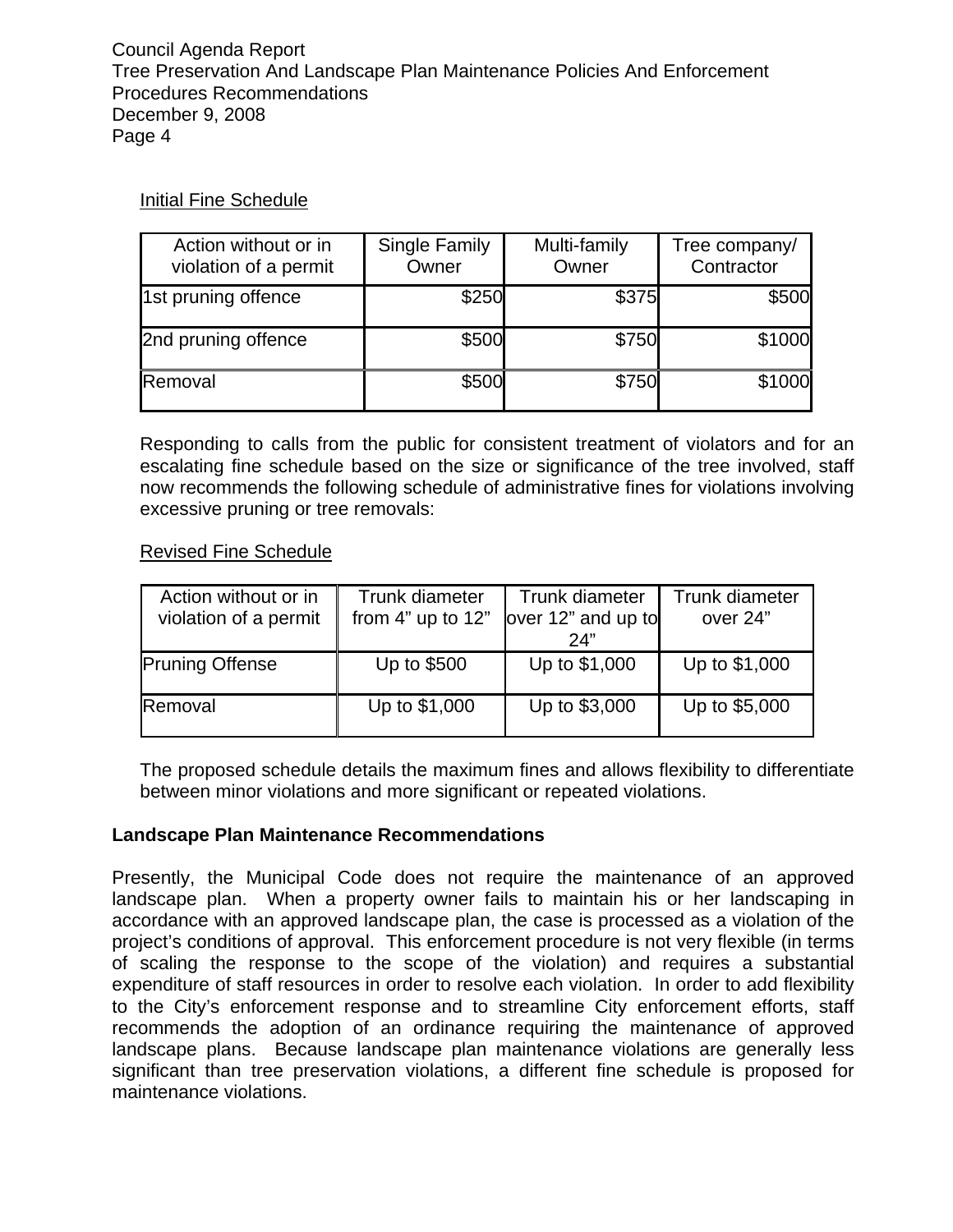Initial Fine Schedule

| Action without or in violation of a permit | Single Family Owner | Multi-family Owner | Tree company/ Contractor |
|---|---|---|---|
| 1st pruning offence | $250 | $375 | $500 |
| 2nd pruning offence | $500 | $750 | $1000 |
| Removal | $500 | $750 | $1000 |

Responding to calls from the public for consistent treatment of violators and for an escalating fine schedule based on the size or significance of the tree involved, staff now recommends the following schedule of administrative fines for violations involving excessive pruning or tree removals:

Revised Fine Schedule

| Action without or in violation of a permit | Trunk diameter from 4" up to 12" | Trunk diameter over 12" and up to 24" | Trunk diameter over 24" |
|---|---|---|---|
| Pruning Offense | Up to $500 | Up to $1,000 | Up to $1,000 |
| Removal | Up to $1,000 | Up to $3,000 | Up to $5,000 |

The proposed schedule details the maximum fines and allows flexibility to differentiate between minor violations and more significant or repeated violations.

**Landscape Plan Maintenance Recommendations**

Presently, the Municipal Code does not require the maintenance of an approved landscape plan. When a property owner fails to maintain his or her landscaping in accordance with an approved landscape plan, the case is processed as a violation of the project's conditions of approval. This enforcement procedure is not very flexible (in terms of scaling the response to the scope of the violation) and requires a substantial expenditure of staff resources in order to resolve each violation. In order to add flexibility to the City's enforcement response and to streamline City enforcement efforts, staff recommends the adoption of an ordinance requiring the maintenance of approved landscape plans. Because landscape plan maintenance violations are generally less significant than tree preservation violations, a different fine schedule is proposed for maintenance violations.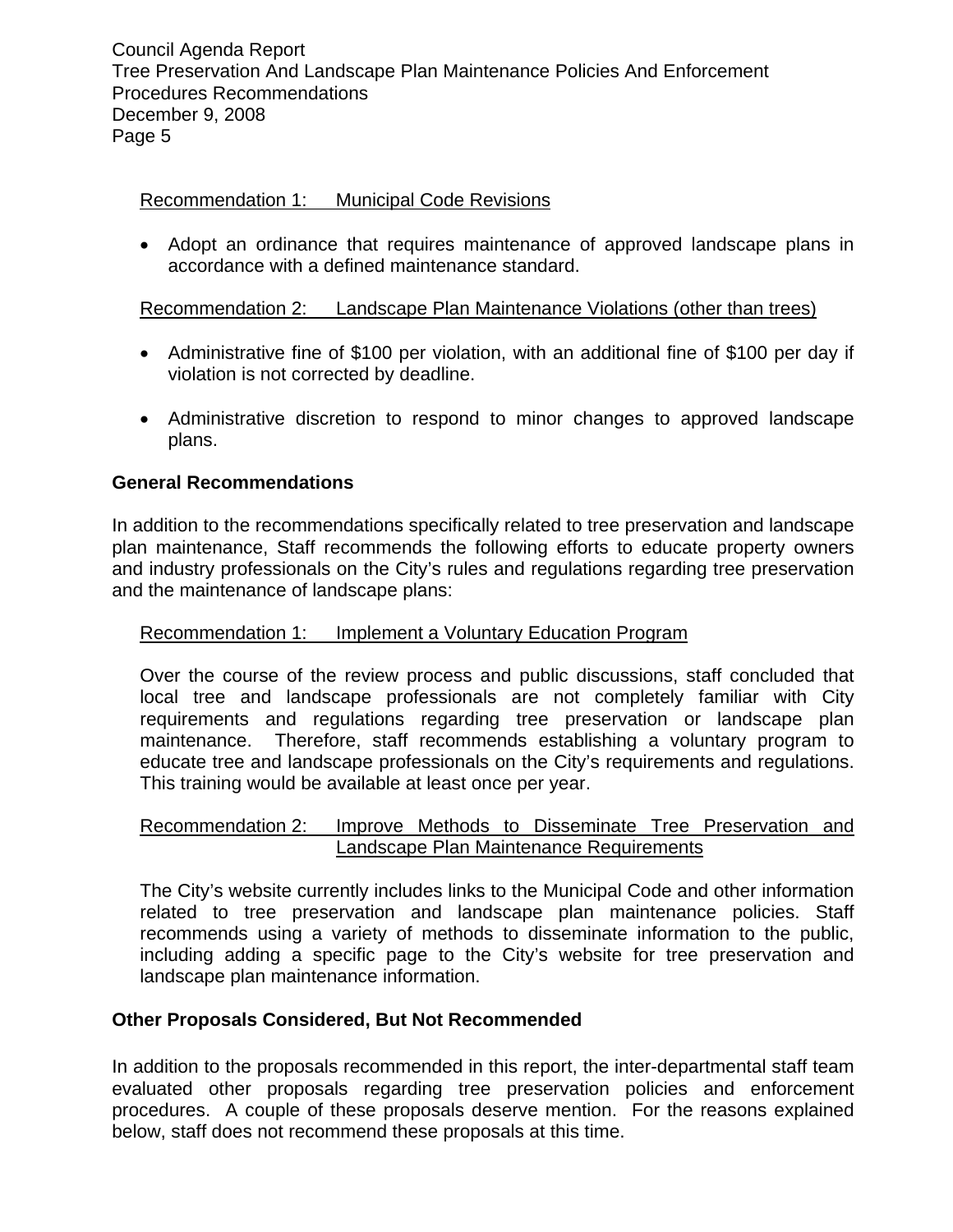Recommendation 1: Municipal Code Revisions

- Adopt an ordinance that requires maintenance of approved landscape plans in accordance with a defined maintenance standard.

Recommendation 2: Landscape Plan Maintenance Violations (other than trees)

- Administrative fine of $100 per violation, with an additional fine of $100 per day if violation is not corrected by deadline.
- Administrative discretion to respond to minor changes to approved landscape plans.

**General Recommendations**

In addition to the recommendations specifically related to tree preservation and landscape plan maintenance, Staff recommends the following efforts to educate property owners and industry professionals on the City's rules and regulations regarding tree preservation and the maintenance of landscape plans:

Recommendation 1: Implement a Voluntary Education Program

Over the course of the review process and public discussions, staff concluded that local tree and landscape professionals are not completely familiar with City requirements and regulations regarding tree preservation or landscape plan maintenance. Therefore, staff recommends establishing a voluntary program to educate tree and landscape professionals on the City's requirements and regulations. This training would be available at least once per year.

Recommendation 2: Improve Methods to Disseminate Tree Preservation and Landscape Plan Maintenance Requirements

The City's website currently includes links to the Municipal Code and other information related to tree preservation and landscape plan maintenance policies. Staff recommends using a variety of methods to disseminate information to the public, including adding a specific page to the City's website for tree preservation and landscape plan maintenance information.

**Other Proposals Considered, But Not Recommended**

In addition to the proposals recommended in this report, the inter-departmental staff team evaluated other proposals regarding tree preservation policies and enforcement procedures. A couple of these proposals deserve mention. For the reasons explained below, staff does not recommend these proposals at this time.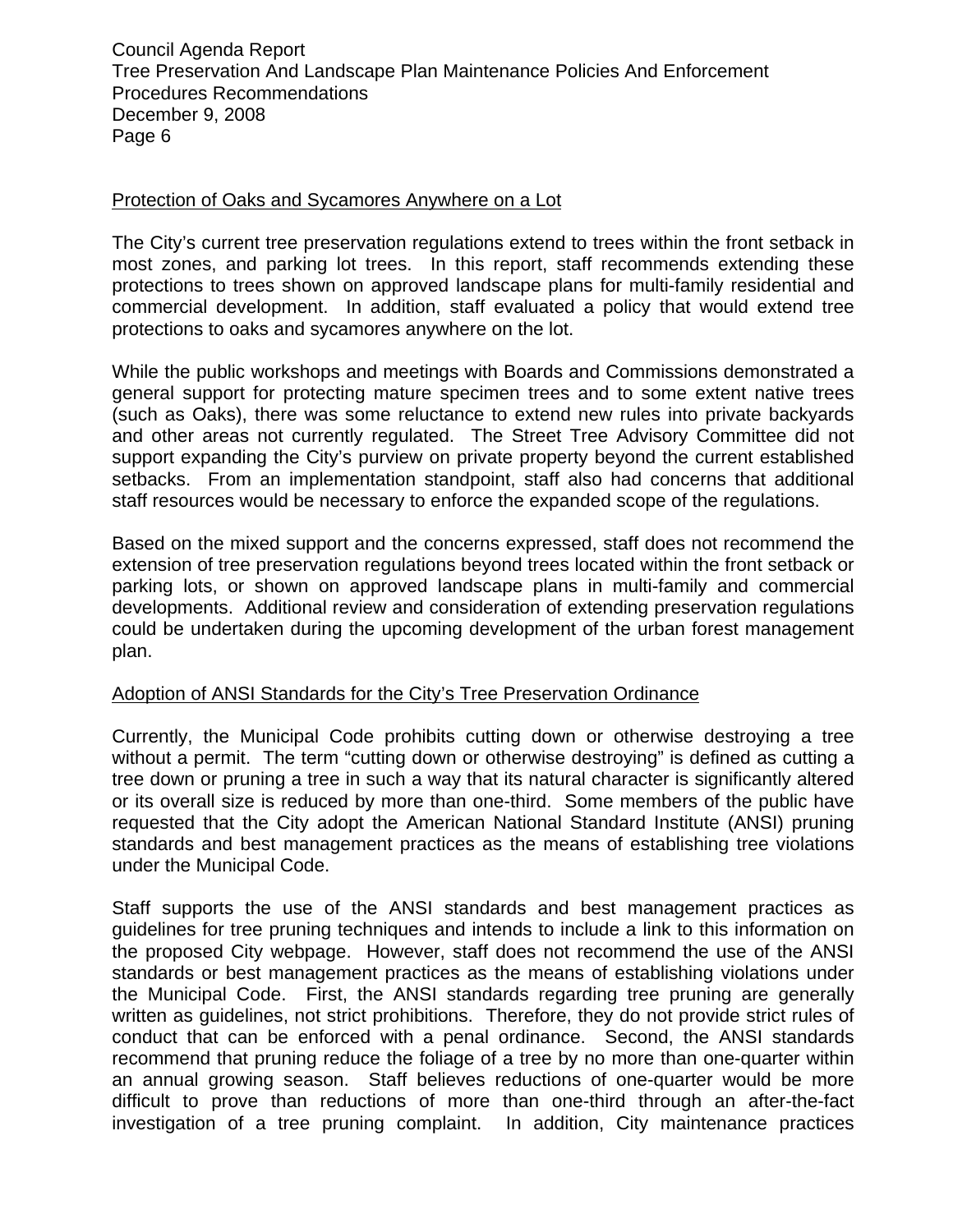Protection of Oaks and Sycamores Anywhere on a Lot

The City's current tree preservation regulations extend to trees within the front setback in most zones, and parking lot trees. In this report, staff recommends extending these protections to trees shown on approved landscape plans for multi-family residential and commercial development. In addition, staff evaluated a policy that would extend tree protections to oaks and sycamores anywhere on the lot.

While the public workshops and meetings with Boards and Commissions demonstrated a general support for protecting mature specimen trees and to some extent native trees (such as Oaks), there was some reluctance to extend new rules into private backyards and other areas not currently regulated. The Street Tree Advisory Committee did not support expanding the City's purview on private property beyond the current established setbacks. From an implementation standpoint, staff also had concerns that additional staff resources would be necessary to enforce the expanded scope of the regulations.

Based on the mixed support and the concerns expressed, staff does not recommend the extension of tree preservation regulations beyond trees located within the front setback or parking lots, or shown on approved landscape plans in multi-family and commercial developments. Additional review and consideration of extending preservation regulations could be undertaken during the upcoming development of the urban forest management plan.

Adoption of ANSI Standards for the City's Tree Preservation Ordinance

Currently, the Municipal Code prohibits cutting down or otherwise destroying a tree without a permit. The term "cutting down or otherwise destroying" is defined as cutting a tree down or pruning a tree in such a way that its natural character is significantly altered or its overall size is reduced by more than one-third. Some members of the public have requested that the City adopt the American National Standard Institute (ANSI) pruning standards and best management practices as the means of establishing tree violations under the Municipal Code.

Staff supports the use of the ANSI standards and best management practices as guidelines for tree pruning techniques and intends to include a link to this information on the proposed City webpage. However, staff does not recommend the use of the ANSI standards or best management practices as the means of establishing violations under the Municipal Code. First, the ANSI standards regarding tree pruning are generally written as guidelines, not strict prohibitions. Therefore, they do not provide strict rules of conduct that can be enforced with a penal ordinance. Second, the ANSI standards recommend that pruning reduce the foliage of a tree by no more than one-quarter within an annual growing season. Staff believes reductions of one-quarter would be more difficult to prove than reductions of more than one-third through an after-the-fact investigation of a tree pruning complaint. In addition, City maintenance practices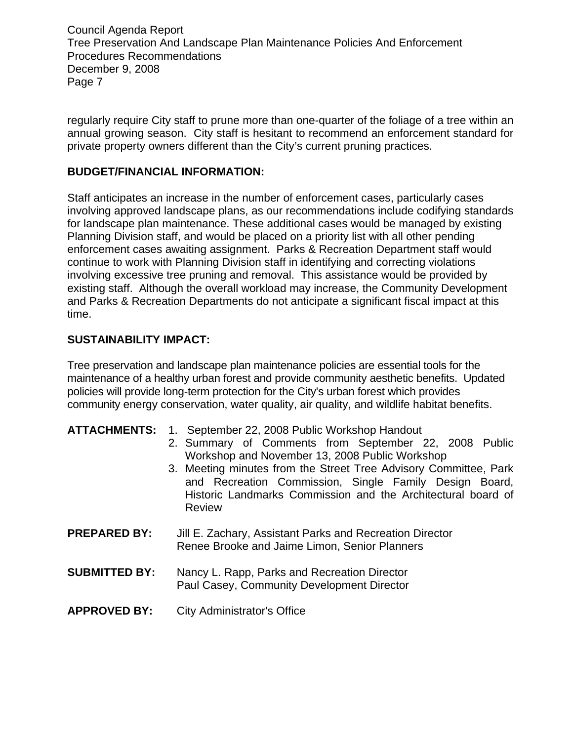regularly require City staff to prune more than one-quarter of the foliage of a tree within an annual growing season. City staff is hesitant to recommend an enforcement standard for private property owners different than the City's current pruning practices.

**BUDGET/FINANCIAL INFORMATION:**

Staff anticipates an increase in the number of enforcement cases, particularly cases involving approved landscape plans, as our recommendations include codifying standards for landscape plan maintenance. These additional cases would be managed by existing Planning Division staff, and would be placed on a priority list with all other pending enforcement cases awaiting assignment. Parks & Recreation Department staff would continue to work with Planning Division staff in identifying and correcting violations involving excessive tree pruning and removal. This assistance would be provided by existing staff. Although the overall workload may increase, the Community Development and Parks & Recreation Departments do not anticipate a significant fiscal impact at this time.

**SUSTAINABILITY IMPACT:**

Tree preservation and landscape plan maintenance policies are essential tools for the maintenance of a healthy urban forest and provide community aesthetic benefits. Updated policies will provide long-term protection for the City's urban forest which provides community energy conservation, water quality, air quality, and wildlife habitat benefits.

**ATTACHMENTS:**
1. September 22, 2008 Public Workshop Handout
2. Summary of Comments from September 22, 2008 Public Workshop and November 13, 2008 Public Workshop
3. Meeting minutes from the Street Tree Advisory Committee, Park and Recreation Commission, Single Family Design Board, Historic Landmarks Commission and the Architectural board of Review

**PREPARED BY:** Jill E. Zachary, Assistant Parks and Recreation Director
Renee Brooke and Jaime Limon, Senior Planners

**SUBMITTED BY:** Nancy L. Rapp, Parks and Recreation Director
Paul Casey, Community Development Director

**APPROVED BY:** City Administrator's Office